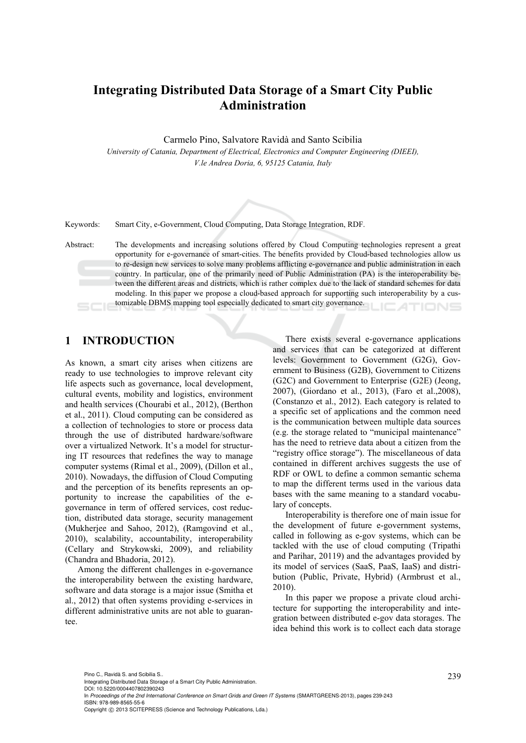# Integrating Distributed Data Storage of a Smart City Public Administration

Carmelo Pino, Salvatore Ravidà and Santo Scibilia

*University of Catania, Department of Electrical, Electronics and Computer Engineering (DIEEI), V.le Andrea Doria, 6, 95125 Catania, Italy*

Keywords: Smart City, e-Government, Cloud Computing, Data Storage Integration, RDF.

Abstract: The developments and increasing solutions offered by Cloud Computing technologies represent a great opportunity for e-governance of smart-cities. The benefits provided by Cloud-based technologies allow us to re-design new services to solve many problems afflicting e-governance and public administration in each country. In particular, one of the primarily need of Public Administration (PA) is the interoperability between the different areas and districts, which is rather complex due to the lack of standard schemes for data modeling. In this paper we propose a cloud-based approach for supporting such interoperability by a customizable DBMS mapping tool especially dedicated to smart city governance.

## 1 INTRODUCTION

As known, a smart city arises when citizens are ready to use technologies to improve relevant city life aspects such as governance, local development, cultural events, mobility and logistics, environment and health services (Chourabi et al., 2012), (Berthon et al., 2011). Cloud computing can be considered as a collection of technologies to store or process data through the use of distributed hardware/software over a virtualized Network. It's a model for structuring IT resources that redefines the way to manage computer systems (Rimal et al., 2009), (Dillon et al., 2010). Nowadays, the diffusion of Cloud Computing and the perception of its benefits represents an opportunity to increase the capabilities of the e-governance in term of offered services, cost reduction, distributed data storage, security management (Mukherjee and Sahoo, 2012), (Ramgovind et al., 2010), scalability, accountability, interoperability (Cellary and Strykowski, 2009), and reliability (Chandra and Bhadoria, 2012).

Among the different challenges in e-governance the interoperability between the existing hardware, software and data storage is a major issue (Smitha et al., 2012) that often systems providing e-services in different administrative units are not able to guarantee.

There exists several e-governance applications and services that can be categorized at different levels: Government to Government (G2G), Government to Business (G2B), Government to Citizens (G2C) and Government to Enterprise (G2E) (Jeong, 2007), (Giordano et al., 2013), (Faro et al.,2008), (Constanzo et al., 2012). Each category is related to a specific set of applications and the common need is the communication between multiple data sources (e.g. the storage related to "municipal maintenance" has the need to retrieve data about a citizen from the "registry office storage"). The miscellaneous of data contained in different archives suggests the use of RDF or OWL to define a common semantic schema to map the different terms used in the various data bases with the same meaning to a standard vocabulary of concepts.

Interoperability is therefore one of main issue for the development of future e-government systems, called in following as e-gov systems, which can be tackled with the use of cloud computing (Tripathi and Parihar, 20119) and the advantages provided by its model of services (SaaS, PaaS, IaaS) and distribution (Public, Private, Hybrid) (Armbrust et al., 2010).

In this paper we propose a private cloud architecture for supporting the interoperability and integration between distributed e-gov data storages. The idea behind this work is to collect each data storage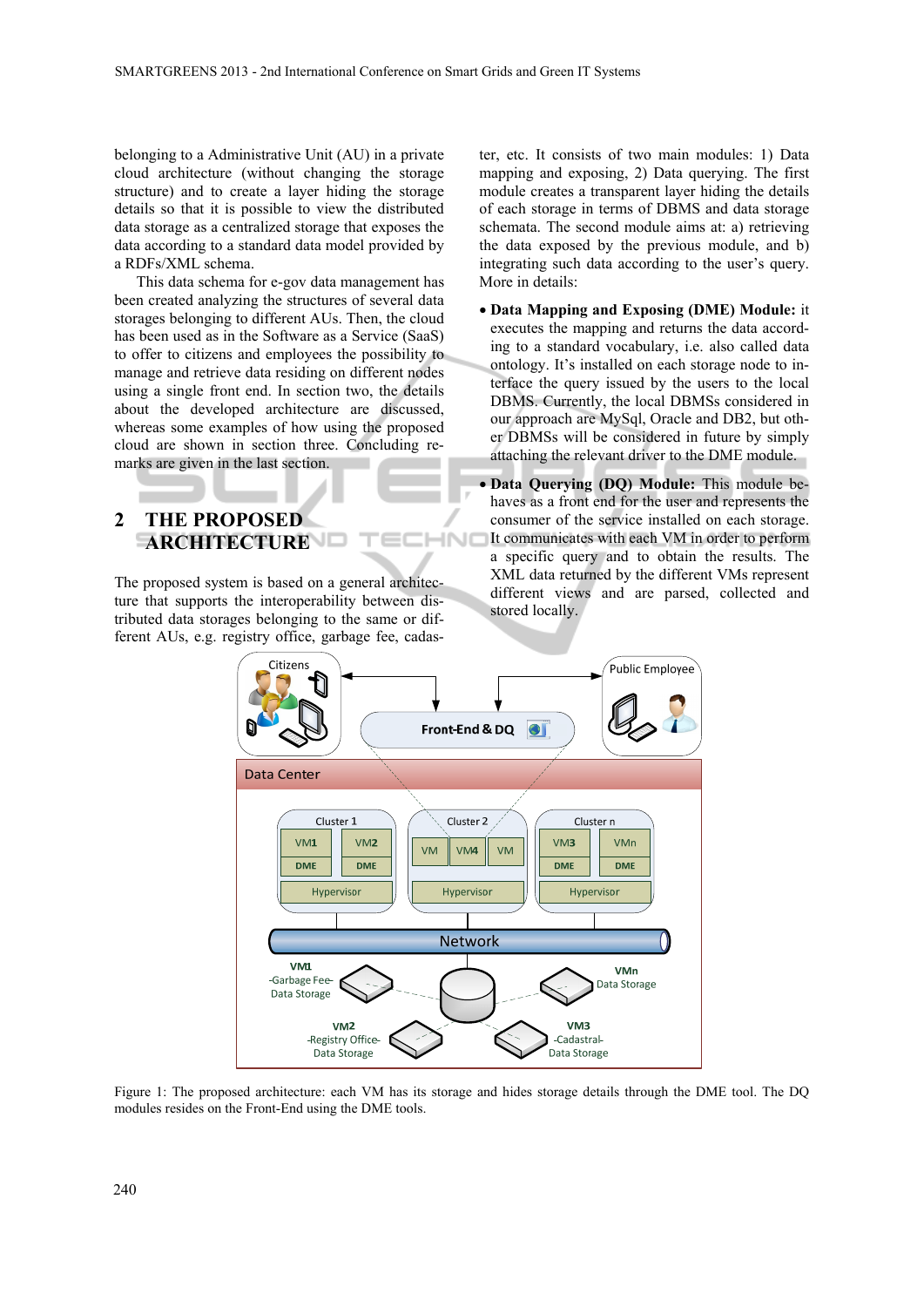belonging to a Administrative Unit (AU) in a private cloud architecture (without changing the storage structure) and to create a layer hiding the storage details so that it is possible to view the distributed data storage as a centralized storage that exposes the data according to a standard data model provided by a RDFs/XML schema.

This data schema for e-gov data management has been created analyzing the structures of several data storages belonging to different AUs. Then, the cloud has been used as in the Software as a Service (SaaS) to offer to citizens and employees the possibility to manage and retrieve data residing on different nodes using a single front end. In section two, the details about the developed architecture are discussed, whereas some examples of how using the proposed cloud are shown in section three. Concluding remarks are given in the last section.

## 2 THE PROPOSED ARCHITECTURE

The proposed system is based on a general architecture that supports the interoperability between distributed data storages belonging to the same or different AUs, e.g. registry office, garbage fee, cadaster, etc. It consists of two main modules: 1) Data mapping and exposing, 2) Data querying. The first module creates a transparent layer hiding the details of each storage in terms of DBMS and data storage schemata. The second module aims at: a) retrieving the data exposed by the previous module, and b) integrating such data according to the user's query. More in details:

- **Data Mapping and Exposing (DME) Module:** it executes the mapping and returns the data according to a standard vocabulary, i.e. also called data ontology. It's installed on each storage node to interface the query issued by the users to the local DBMS. Currently, the local DBMSs considered in our approach are MySql, Oracle and DB2, but other DBMSs will be considered in future by simply attaching the relevant driver to the DME module.
- **Data Querying (DQ) Module:** This module behaves as a front end for the user and represents the consumer of the service installed on each storage. It communicates with each VM in order to perform a specific query and to obtain the results. The XML data returned by the different VMs represent different views and are parsed, collected and stored locally.

Figure 1: The proposed architecture: each VM has its storage and hides storage details through the DME tool. The DQ modules resides on the Front-End using the DME tools.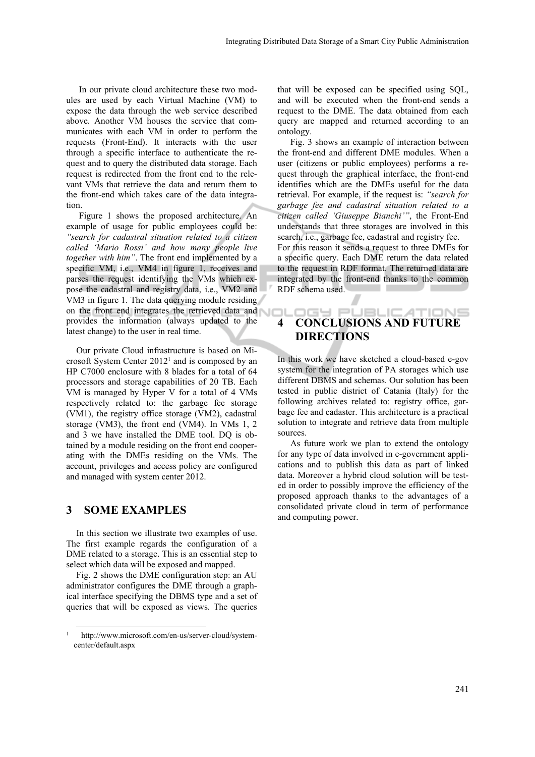In our private cloud architecture these two modules are used by each Virtual Machine (VM) to expose the data through the web service described above. Another VM houses the service that communicates with each VM in order to perform the requests (Front-End). It interacts with the user through a specific interface to authenticate the request and to query the distributed data storage. Each request is redirected from the front end to the relevant VMs that retrieve the data and return them to the front-end which takes care of the data integration.

Figure 1 shows the proposed architecture. An example of usage for public employees could be: *"search for cadastral situation related to a citizen called 'Mario Rossi' and how many people live together with him"*. The front end implemented by a specific VM, i.e., VM4 in figure 1, receives and parses the request identifying the VMs which expose the cadastral and registry data, i.e., VM2 and VM3 in figure 1. The data querying module residing on the front end integrates the retrieved data and provides the information (always updated to the latest change) to the user in real time.

Our private Cloud infrastructure is based on Microsoft System Center 2012[1] and is composed by an HP C7000 enclosure with 8 blades for a total of 64 processors and storage capabilities of 20 TB. Each VM is managed by Hyper V for a total of 4 VMs respectively related to: the garbage fee storage (VM1), the registry office storage (VM2), cadastral storage (VM3), the front end (VM4). In VMs 1, 2 and 3 we have installed the DME tool. DQ is obtained by a module residing on the front end cooperating with the DMEs residing on the VMs. The account, privileges and access policy are configured and managed with system center 2012.

## 3 SOME EXAMPLES

In this section we illustrate two examples of use. The first example regards the configuration of a DME related to a storage. This is an essential step to select which data will be exposed and mapped.

Fig. 2 shows the DME configuration step: an AU administrator configures the DME through a graphical interface specifying the DBMS type and a set of queries that will be exposed as views. The queries that will be exposed can be specified using SQL, and will be executed when the front-end sends a request to the DME. The data obtained from each query are mapped and returned according to an ontology.

Fig. 3 shows an example of interaction between the front-end and different DME modules. When a user (citizens or public employees) performs a request through the graphical interface, the front-end identifies which are the DMEs useful for the data retrieval. For example, if the request is: *"search for garbage fee and cadastral situation related to a citizen called 'Giuseppe Bianchi'"*, the Front-End understands that three storages are involved in this search, i.e., garbage fee, cadastral and registry fee. For this reason it sends a request to three DMEs for a specific query. Each DME return the data related to the request in RDF format. The returned data are integrated by the front-end thanks to the common RDF schema used.

## 4 CONCLUSIONS AND FUTURE DIRECTIONS

In this work we have sketched a cloud-based e-gov system for the integration of PA storages which use different DBMS and schemas. Our solution has been tested in public district of Catania (Italy) for the following archives related to: registry office, garbage fee and cadaster. This architecture is a practical solution to integrate and retrieve data from multiple sources.

As future work we plan to extend the ontology for any type of data involved in e-government applications and to publish this data as part of linked data. Moreover a hybrid cloud solution will be tested in order to possibly improve the efficiency of the proposed approach thanks to the advantages of a consolidated private cloud in term of performance and computing power.

---

[1] http://www.microsoft.com/en-us/server-cloud/system-center/default.aspx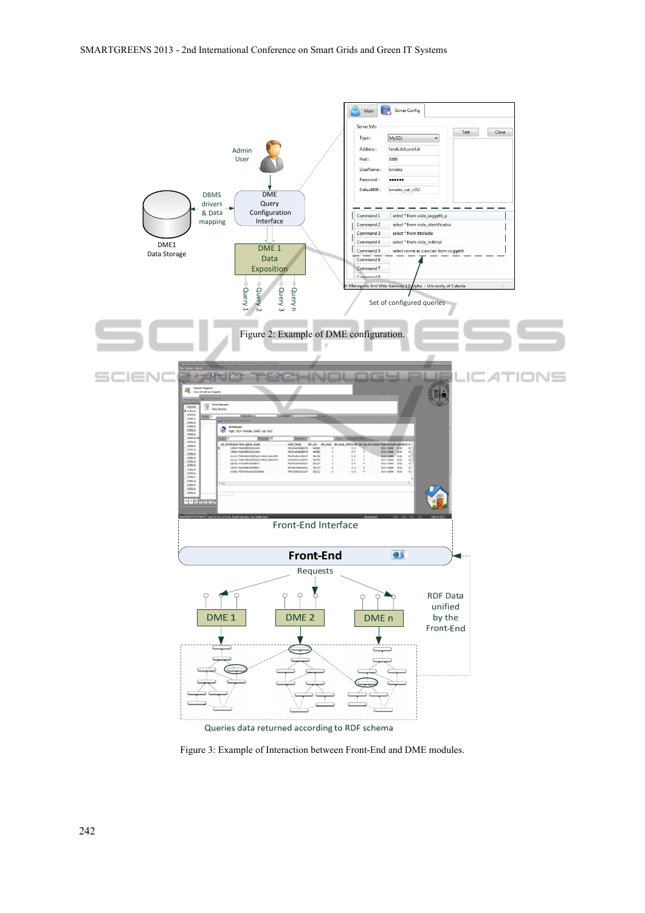Figure 2: Example of DME configuration.

Figure 3: Example of Interaction between Front-End and DME modules.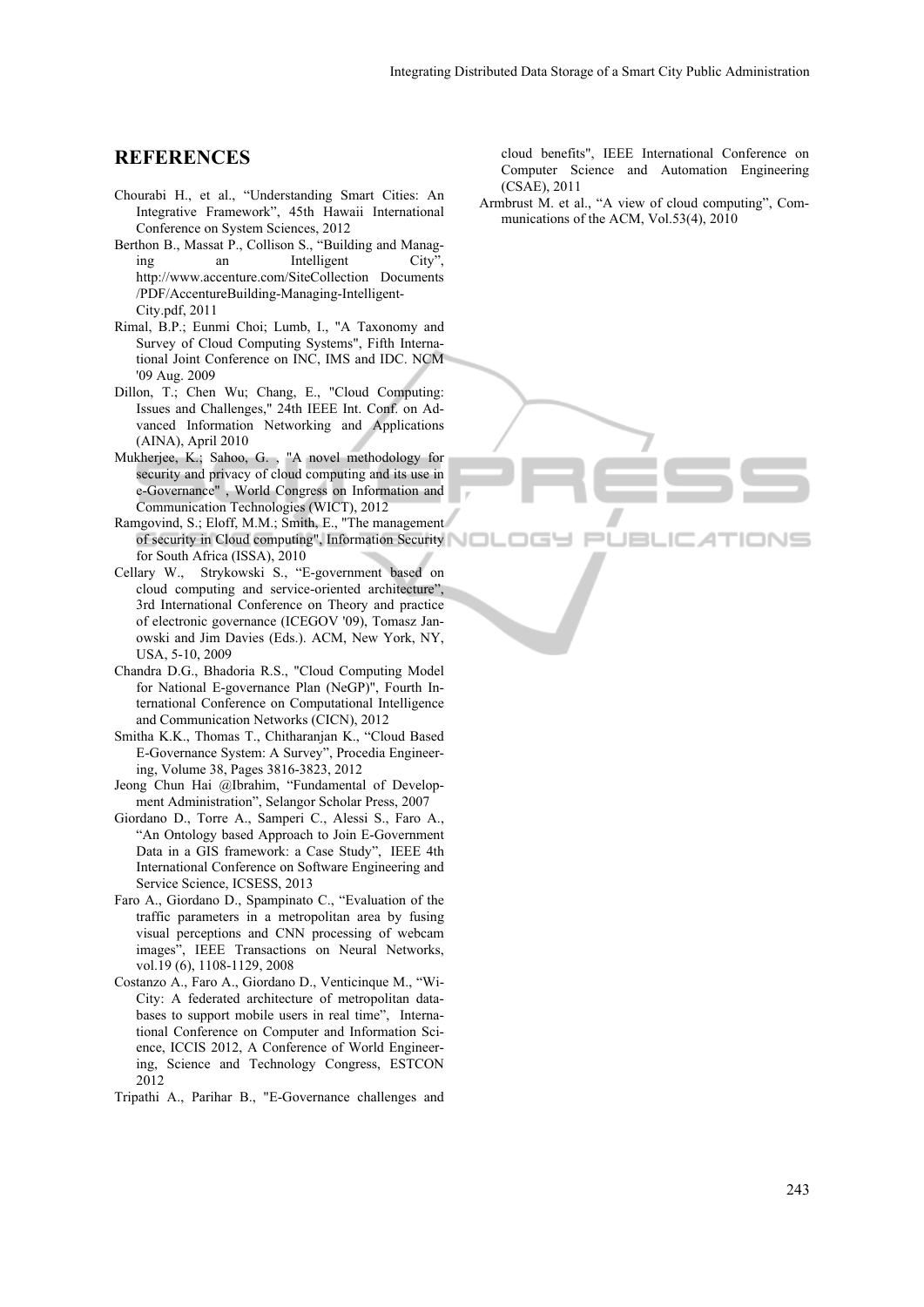## REFERENCES

Chourabi H., et al., "Understanding Smart Cities: An Integrative Framework", 45th Hawaii International Conference on System Sciences, 2012

Berthon B., Massat P., Collison S., "Building and Managing an Intelligent City", http://www.accenture.com/SiteCollection Documents /PDF/AccentureBuilding-Managing-Intelligent-City.pdf, 2011

Rimal, B.P.; Eunmi Choi; Lumb, I., "A Taxonomy and Survey of Cloud Computing Systems", Fifth International Joint Conference on INC, IMS and IDC. NCM '09 Aug. 2009

Dillon, T.; Chen Wu; Chang, E., "Cloud Computing: Issues and Challenges," 24th IEEE Int. Conf. on Advanced Information Networking and Applications (AINA), April 2010

Mukherjee, K.; Sahoo, G. , "A novel methodology for security and privacy of cloud computing and its use in e-Governance" , World Congress on Information and Communication Technologies (WICT), 2012

Ramgovind, S.; Eloff, M.M.; Smith, E., "The management of security in Cloud computing", Information Security for South Africa (ISSA), 2010

Cellary W., Strykowski S., "E-government based on cloud computing and service-oriented architecture", 3rd International Conference on Theory and practice of electronic governance (ICEGOV '09), Tomasz Janowski and Jim Davies (Eds.). ACM, New York, NY, USA, 5-10, 2009

Chandra D.G., Bhadoria R.S., "Cloud Computing Model for National E-governance Plan (NeGP)", Fourth International Conference on Computational Intelligence and Communication Networks (CICN), 2012

Smitha K.K., Thomas T., Chitharanjan K., "Cloud Based E-Governance System: A Survey", Procedia Engineering, Volume 38, Pages 3816-3823, 2012

Jeong Chun Hai @Ibrahim, "Fundamental of Development Administration", Selangor Scholar Press, 2007

Giordano D., Torre A., Samperi C., Alessi S., Faro A., "An Ontology based Approach to Join E-Government Data in a GIS framework: a Case Study", IEEE 4th International Conference on Software Engineering and Service Science, ICSESS, 2013

Faro A., Giordano D., Spampinato C., "Evaluation of the traffic parameters in a metropolitan area by fusing visual perceptions and CNN processing of webcam images", IEEE Transactions on Neural Networks, vol.19 (6), 1108-1129, 2008

Costanzo A., Faro A., Giordano D., Venticinque M., "Wi-City: A federated architecture of metropolitan databases to support mobile users in real time", International Conference on Computer and Information Science, ICCIS 2012, A Conference of World Engineering, Science and Technology Congress, ESTCON 2012

Tripathi A., Parihar B., "E-Governance challenges and cloud benefits", IEEE International Conference on Computer Science and Automation Engineering (CSAE), 2011

Armbrust M. et al., "A view of cloud computing", Communications of the ACM, Vol.53(4), 2010